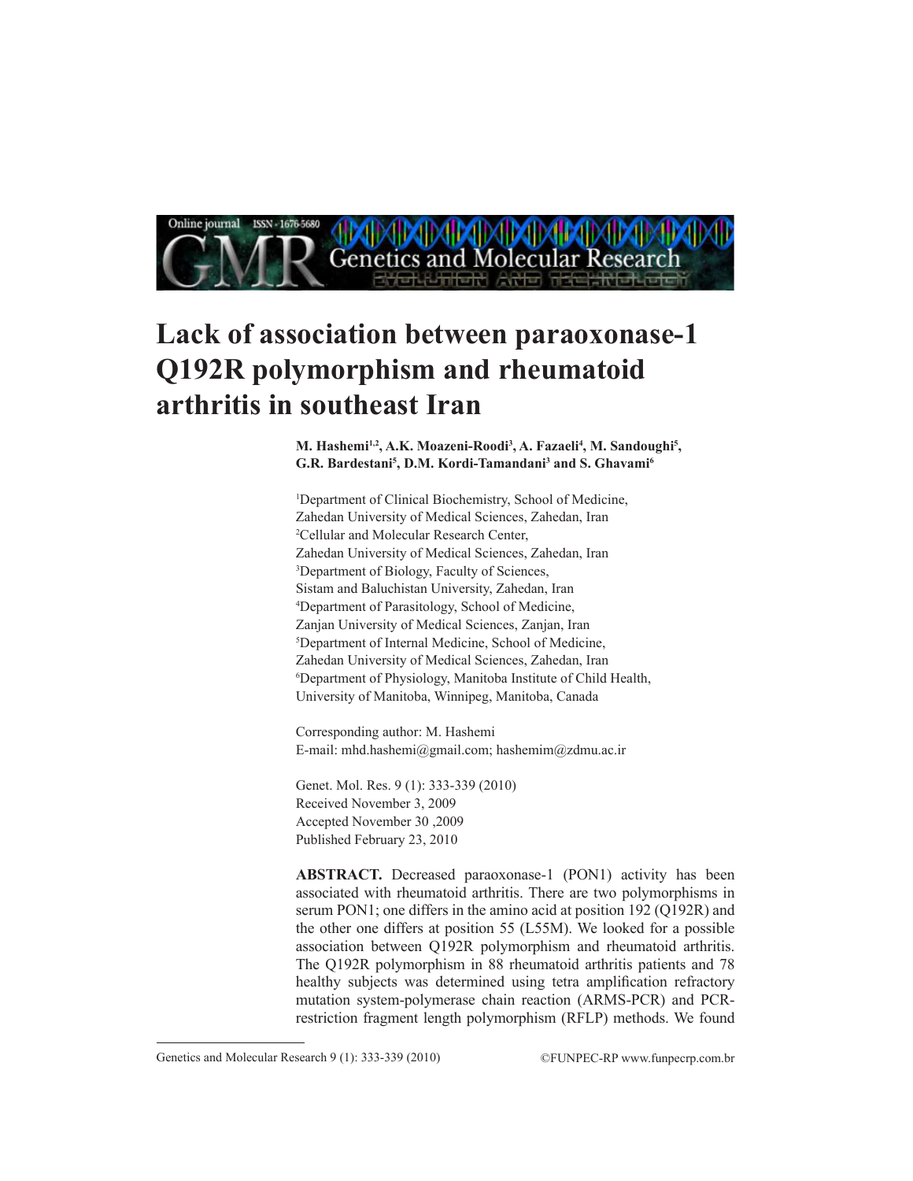# Lack of association between paraoxonase-1 Q192R polymorphism and rheumatoid arthritis in southeast Iran

**M. Hashemi[1,2], A.K. Moazeni-Roodi[3], A. Fazaeli[4], M. Sandoughi[5], G.R. Bardestani[5], D.M. Kordi-Tamandani[3] and S. Ghavami[6]**

[1]Department of Clinical Biochemistry, School of Medicine, Zahedan University of Medical Sciences, Zahedan, Iran
[2]Cellular and Molecular Research Center, Zahedan University of Medical Sciences, Zahedan, Iran
[3]Department of Biology, Faculty of Sciences, Sistam and Baluchistan University, Zahedan, Iran
[4]Department of Parasitology, School of Medicine, Zanjan University of Medical Sciences, Zanjan, Iran
[5]Department of Internal Medicine, School of Medicine, Zahedan University of Medical Sciences, Zahedan, Iran
[6]Department of Physiology, Manitoba Institute of Child Health, University of Manitoba, Winnipeg, Manitoba, Canada

Corresponding author: M. Hashemi
E-mail: mhd.hashemi@gmail.com; hashemim@zdmu.ac.ir

Genet. Mol. Res. 9 (1): 333-339 (2010)
Received November 3, 2009
Accepted November 30 ,2009
Published February 23, 2010

**ABSTRACT.** Decreased paraoxonase-1 (PON1) activity has been associated with rheumatoid arthritis. There are two polymorphisms in serum PON1; one differs in the amino acid at position 192 (Q192R) and the other one differs at position 55 (L55M). We looked for a possible association between Q192R polymorphism and rheumatoid arthritis. The Q192R polymorphism in 88 rheumatoid arthritis patients and 78 healthy subjects was determined using tetra amplification refractory mutation system-polymerase chain reaction (ARMS-PCR) and PCR-restriction fragment length polymorphism (RFLP) methods. We found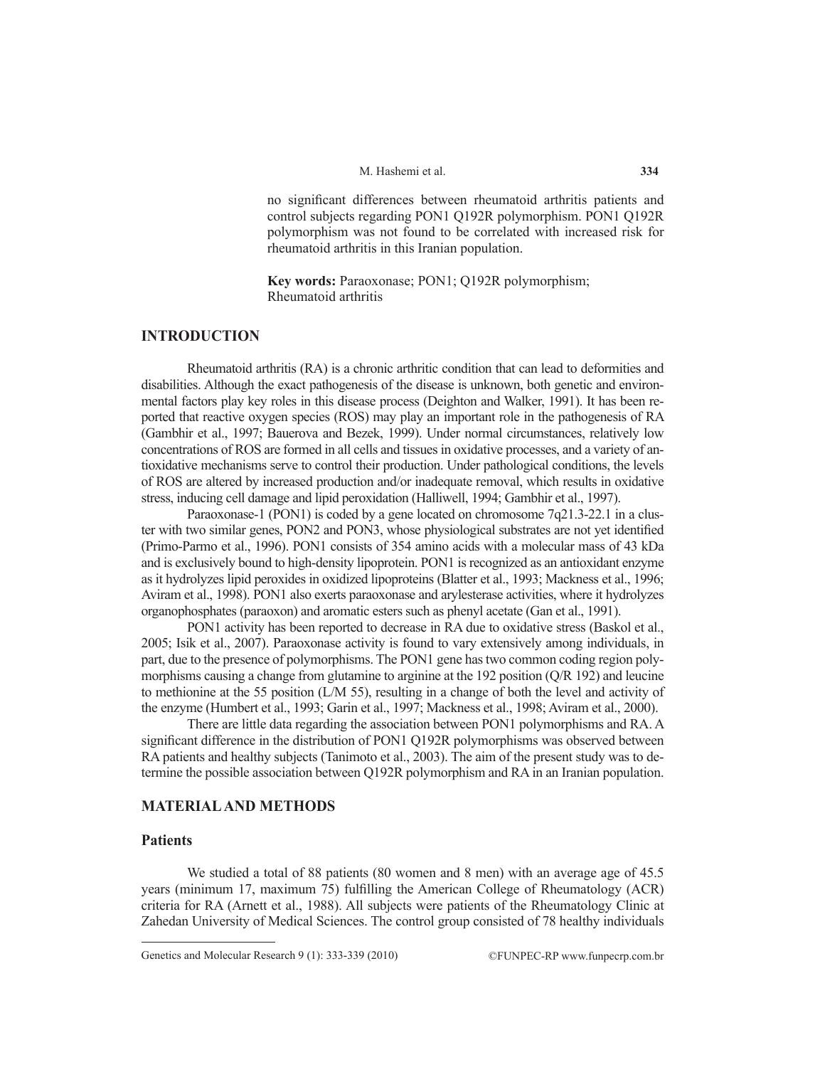no significant differences between rheumatoid arthritis patients and control subjects regarding PON1 Q192R polymorphism. PON1 Q192R polymorphism was not found to be correlated with increased risk for rheumatoid arthritis in this Iranian population.

**Key words:** Paraoxonase; PON1; Q192R polymorphism; Rheumatoid arthritis

## INTRODUCTION

Rheumatoid arthritis (RA) is a chronic arthritic condition that can lead to deformities and disabilities. Although the exact pathogenesis of the disease is unknown, both genetic and environmental factors play key roles in this disease process (Deighton and Walker, 1991). It has been reported that reactive oxygen species (ROS) may play an important role in the pathogenesis of RA (Gambhir et al., 1997; Bauerova and Bezek, 1999). Under normal circumstances, relatively low concentrations of ROS are formed in all cells and tissues in oxidative processes, and a variety of antioxidative mechanisms serve to control their production. Under pathological conditions, the levels of ROS are altered by increased production and/or inadequate removal, which results in oxidative stress, inducing cell damage and lipid peroxidation (Halliwell, 1994; Gambhir et al., 1997).

Paraoxonase-1 (PON1) is coded by a gene located on chromosome 7q21.3-22.1 in a cluster with two similar genes, PON2 and PON3, whose physiological substrates are not yet identified (Primo-Parmo et al., 1996). PON1 consists of 354 amino acids with a molecular mass of 43 kDa and is exclusively bound to high-density lipoprotein. PON1 is recognized as an antioxidant enzyme as it hydrolyzes lipid peroxides in oxidized lipoproteins (Blatter et al., 1993; Mackness et al., 1996; Aviram et al., 1998). PON1 also exerts paraoxonase and arylesterase activities, where it hydrolyzes organophosphates (paraoxon) and aromatic esters such as phenyl acetate (Gan et al., 1991).

PON1 activity has been reported to decrease in RA due to oxidative stress (Baskol et al., 2005; Isik et al., 2007). Paraoxonase activity is found to vary extensively among individuals, in part, due to the presence of polymorphisms. The PON1 gene has two common coding region polymorphisms causing a change from glutamine to arginine at the 192 position (Q/R 192) and leucine to methionine at the 55 position (L/M 55), resulting in a change of both the level and activity of the enzyme (Humbert et al., 1993; Garin et al., 1997; Mackness et al., 1998; Aviram et al., 2000).

There are little data regarding the association between PON1 polymorphisms and RA. A significant difference in the distribution of PON1 Q192R polymorphisms was observed between RA patients and healthy subjects (Tanimoto et al., 2003). The aim of the present study was to determine the possible association between Q192R polymorphism and RA in an Iranian population.

## MATERIAL AND METHODS

### Patients

We studied a total of 88 patients (80 women and 8 men) with an average age of 45.5 years (minimum 17, maximum 75) fulfilling the American College of Rheumatology (ACR) criteria for RA (Arnett et al., 1988). All subjects were patients of the Rheumatology Clinic at Zahedan University of Medical Sciences. The control group consisted of 78 healthy individuals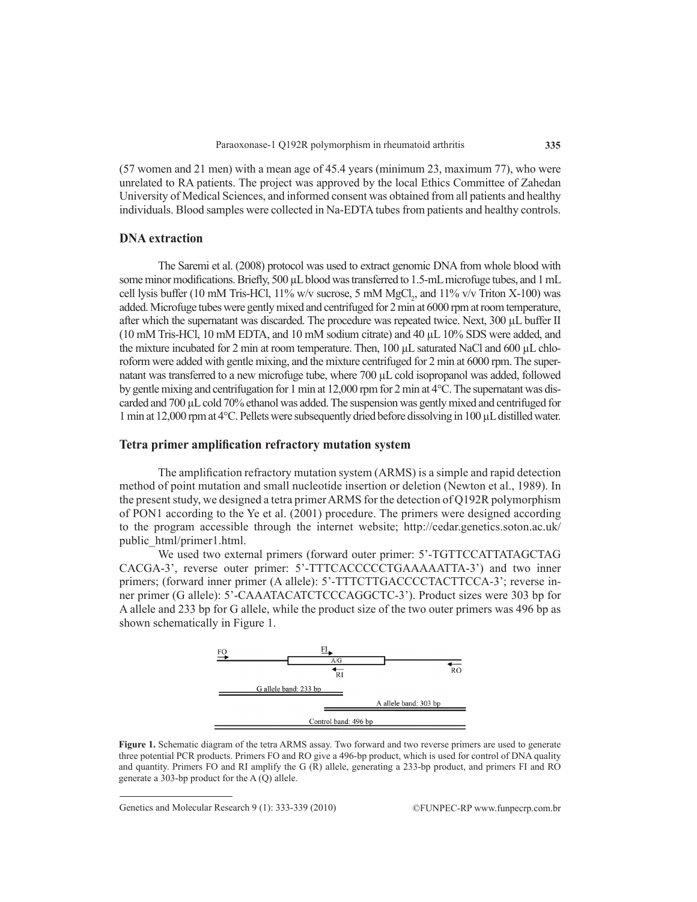(57 women and 21 men) with a mean age of 45.4 years (minimum 23, maximum 77), who were unrelated to RA patients. The project was approved by the local Ethics Committee of Zahedan University of Medical Sciences, and informed consent was obtained from all patients and healthy individuals. Blood samples were collected in Na-EDTA tubes from patients and healthy controls.

## DNA extraction

The Saremi et al. (2008) protocol was used to extract genomic DNA from whole blood with some minor modifications. Briefly, 500 μL blood was transferred to 1.5-mL microfuge tubes, and 1 mL cell lysis buffer (10 mM Tris-HCl, 11% w/v sucrose, 5 mM $MgCl_2$, and 11% v/v Triton X-100) was added. Microfuge tubes were gently mixed and centrifuged for 2 min at 6000 rpm at room temperature, after which the supernatant was discarded. The procedure was repeated twice. Next, 300 μL buffer II (10 mM Tris-HCl, 10 mM EDTA, and 10 mM sodium citrate) and 40 μL 10% SDS were added, and the mixture incubated for 2 min at room temperature. Then, 100 μL saturated NaCl and 600 μL chloroform were added with gentle mixing, and the mixture centrifuged for 2 min at 6000 rpm. The supernatant was transferred to a new microfuge tube, where 700 μL cold isopropanol was added, followed by gentle mixing and centrifugation for 1 min at 12,000 rpm for 2 min at 4°C. The supernatant was discarded and 700 μL cold 70% ethanol was added. The suspension was gently mixed and centrifuged for 1 min at 12,000 rpm at 4°C. Pellets were subsequently dried before dissolving in 100 μL distilled water.

## Tetra primer amplification refractory mutation system

The amplification refractory mutation system (ARMS) is a simple and rapid detection method of point mutation and small nucleotide insertion or deletion (Newton et al., 1989). In the present study, we designed a tetra primer ARMS for the detection of Q192R polymorphism of PON1 according to the Ye et al. (2001) procedure. The primers were designed according to the program accessible through the internet website; http://cedar.genetics.soton.ac.uk/public_html/primer1.html.

We used two external primers (forward outer primer: 5'-TGTTCCATTATAGCTAG CACGA-3', reverse outer primer: 5'-TTTCACCCCCTGAAAAATTA-3') and two inner primers; (forward inner primer (A allele): 5'-TTTCTTGACCCCTACTTCCA-3'; reverse inner primer (G allele): 5'-CAAATACATCTCCCAGGCTC-3'). Product sizes were 303 bp for A allele and 233 bp for G allele, while the product size of the two outer primers was 496 bp as shown schematically in Figure 1.

FO FI A/G RI RO

G allele band: 233 bp

A allele band: 303 bp

Control band: 496 bp

**Figure 1.** Schematic diagram of the tetra ARMS assay. Two forward and two reverse primers are used to generate three potential PCR products. Primers FO and RO give a 496-bp product, which is used for control of DNA quality and quantity. Primers FO and RI amplify the G (R) allele, generating a 233-bp product, and primers FI and RO generate a 303-bp product for the A (Q) allele.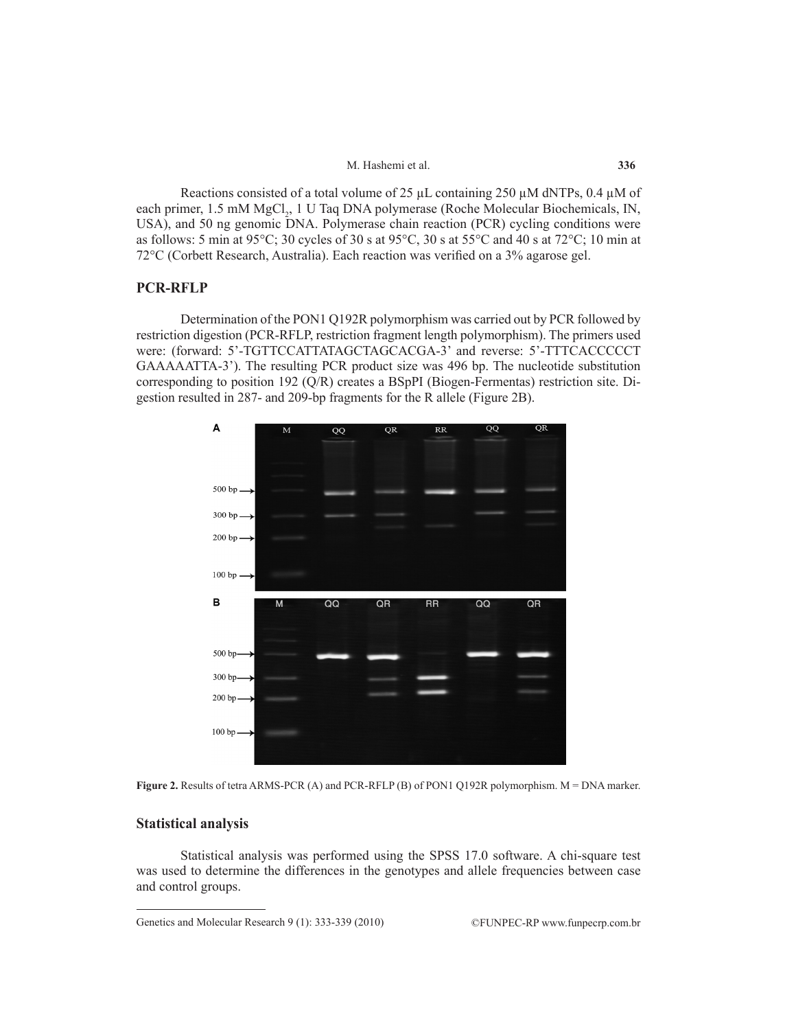Reactions consisted of a total volume of 25 µL containing 250 µM dNTPs, 0.4 µM of each primer, 1.5 mM $MgCl_2$, 1 U Taq DNA polymerase (Roche Molecular Biochemicals, IN, USA), and 50 ng genomic DNA. Polymerase chain reaction (PCR) cycling conditions were as follows: 5 min at 95°C; 30 cycles of 30 s at 95°C, 30 s at 55°C and 40 s at 72°C; 10 min at 72°C (Corbett Research, Australia). Each reaction was verified on a 3% agarose gel.

## PCR-RFLP

Determination of the PON1 Q192R polymorphism was carried out by PCR followed by restriction digestion (PCR-RFLP, restriction fragment length polymorphism). The primers used were: (forward: 5'-TGTTCCATTATAGCTAGCACGA-3' and reverse: 5'-TTTCACCCCCT GAAAAATTA-3'). The resulting PCR product size was 496 bp. The nucleotide substitution corresponding to position 192 (Q/R) creates a BSpPI (Biogen-Fermentas) restriction site. Digestion resulted in 287- and 209-bp fragments for the R allele (Figure 2B).

**Figure 2.** Results of tetra ARMS-PCR (A) and PCR-RFLP (B) of PON1 Q192R polymorphism. M = DNA marker.

## Statistical analysis

Statistical analysis was performed using the SPSS 17.0 software. A chi-square test was used to determine the differences in the genotypes and allele frequencies between case and control groups.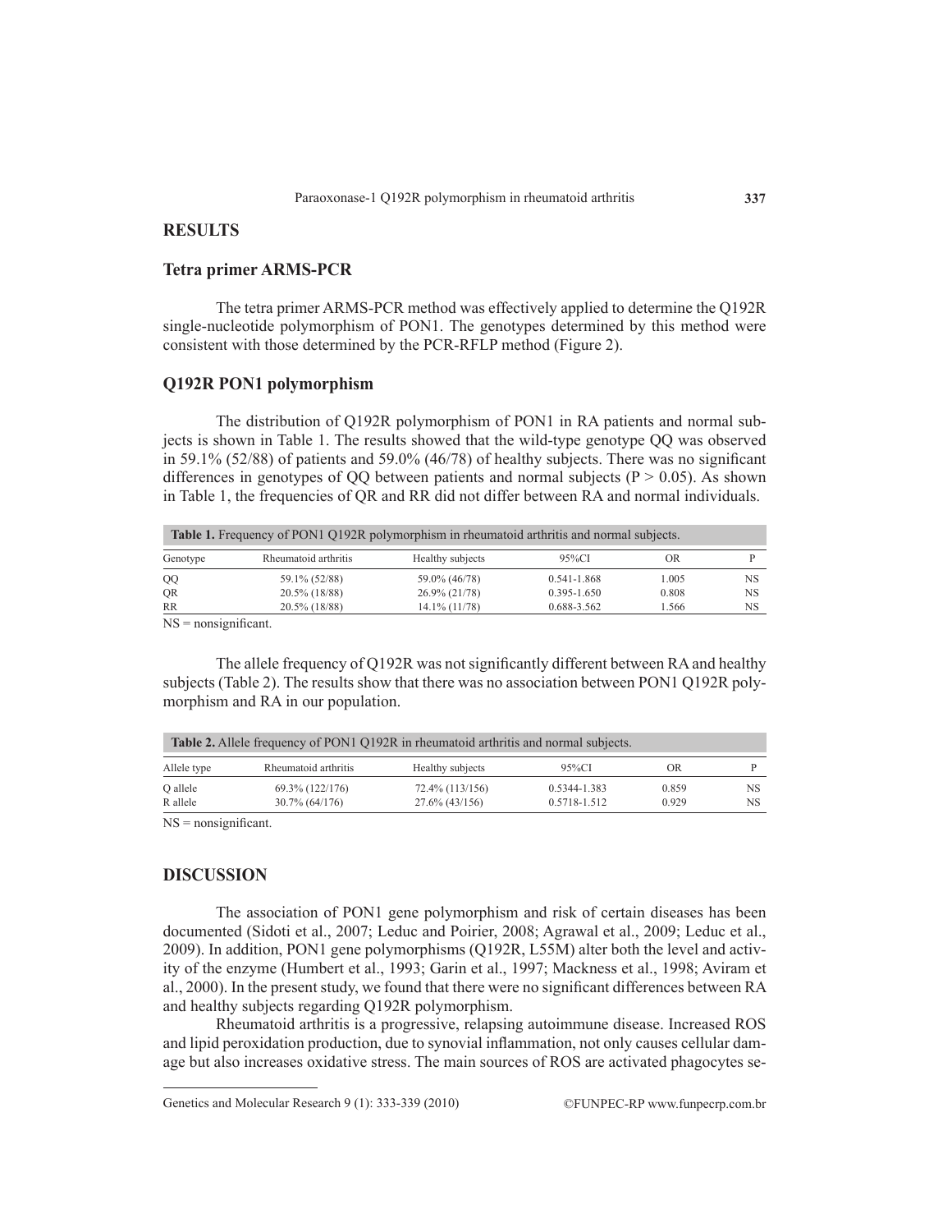## RESULTS

### Tetra primer ARMS-PCR

The tetra primer ARMS-PCR method was effectively applied to determine the Q192R single-nucleotide polymorphism of PON1. The genotypes determined by this method were consistent with those determined by the PCR-RFLP method (Figure 2).

### Q192R PON1 polymorphism

The distribution of Q192R polymorphism of PON1 in RA patients and normal subjects is shown in Table 1. The results showed that the wild-type genotype QQ was observed in 59.1% (52/88) of patients and 59.0% (46/78) of healthy subjects. There was no significant differences in genotypes of QQ between patients and normal subjects ($P > 0.05$). As shown in Table 1, the frequencies of QR and RR did not differ between RA and normal individuals.

**Table 1.** Frequency of PON1 Q192R polymorphism in rheumatoid arthritis and normal subjects.

| Genotype | Rheumatoid arthritis | Healthy subjects | 95%CI | OR | P |
|---|---|---|---|---|---|
| QQ | 59.1% (52/88) | 59.0% (46/78) | 0.541-1.868 | 1.005 | NS |
| QR | 20.5% (18/88) | 26.9% (21/78) | 0.395-1.650 | 0.808 | NS |
| RR | 20.5% (18/88) | 14.1% (11/78) | 0.688-3.562 | 1.566 | NS |

NS = nonsignificant.

The allele frequency of Q192R was not significantly different between RA and healthy subjects (Table 2). The results show that there was no association between PON1 Q192R polymorphism and RA in our population.

**Table 2.** Allele frequency of PON1 Q192R in rheumatoid arthritis and normal subjects.

| Allele type | Rheumatoid arthritis | Healthy subjects | 95%CI | OR | P |
|---|---|---|---|---|---|
| Q allele | 69.3% (122/176) | 72.4% (113/156) | 0.5344-1.383 | 0.859 | NS |
| R allele | 30.7% (64/176) | 27.6% (43/156) | 0.5718-1.512 | 0.929 | NS |

NS = nonsignificant.

## DISCUSSION

The association of PON1 gene polymorphism and risk of certain diseases has been documented (Sidoti et al., 2007; Leduc and Poirier, 2008; Agrawal et al., 2009; Leduc et al., 2009). In addition, PON1 gene polymorphisms (Q192R, L55M) alter both the level and activity of the enzyme (Humbert et al., 1993; Garin et al., 1997; Mackness et al., 1998; Aviram et al., 2000). In the present study, we found that there were no significant differences between RA and healthy subjects regarding Q192R polymorphism.

Rheumatoid arthritis is a progressive, relapsing autoimmune disease. Increased ROS and lipid peroxidation production, due to synovial inflammation, not only causes cellular damage but also increases oxidative stress. The main sources of ROS are activated phagocytes se-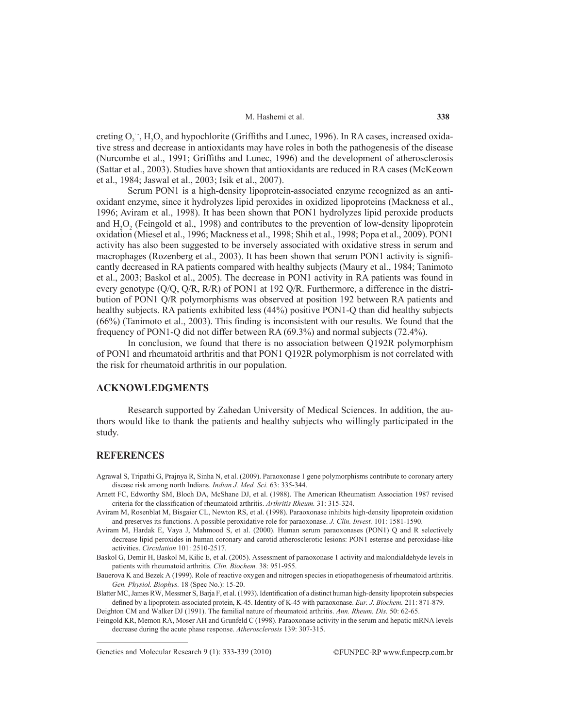creting $O_2^{\cdot -}$, $H_2O_2$ and hypochlorite (Griffiths and Lunec, 1996). In RA cases, increased oxidative stress and decrease in antioxidants may have roles in both the pathogenesis of the disease (Nurcombe et al., 1991; Griffiths and Lunec, 1996) and the development of atherosclerosis (Sattar et al., 2003). Studies have shown that antioxidants are reduced in RA cases (McKeown et al., 1984; Jaswal et al., 2003; Isik et al., 2007).

Serum PON1 is a high-density lipoprotein-associated enzyme recognized as an antioxidant enzyme, since it hydrolyzes lipid peroxides in oxidized lipoproteins (Mackness et al., 1996; Aviram et al., 1998). It has been shown that PON1 hydrolyzes lipid peroxide products and $H_2O_2$ (Feingold et al., 1998) and contributes to the prevention of low-density lipoprotein oxidation (Miesel et al., 1996; Mackness et al., 1998; Shih et al., 1998; Popa et al., 2009). PON1 activity has also been suggested to be inversely associated with oxidative stress in serum and macrophages (Rozenberg et al., 2003). It has been shown that serum PON1 activity is significantly decreased in RA patients compared with healthy subjects (Maury et al., 1984; Tanimoto et al., 2003; Baskol et al., 2005). The decrease in PON1 activity in RA patients was found in every genotype (Q/Q, Q/R, R/R) of PON1 at 192 Q/R. Furthermore, a difference in the distribution of PON1 Q/R polymorphisms was observed at position 192 between RA patients and healthy subjects. RA patients exhibited less (44%) positive PON1-Q than did healthy subjects (66%) (Tanimoto et al., 2003). This finding is inconsistent with our results. We found that the frequency of PON1-Q did not differ between RA (69.3%) and normal subjects (72.4%).

In conclusion, we found that there is no association between Q192R polymorphism of PON1 and rheumatoid arthritis and that PON1 Q192R polymorphism is not correlated with the risk for rheumatoid arthritis in our population.

## ACKNOWLEDGMENTS

Research supported by Zahedan University of Medical Sciences. In addition, the authors would like to thank the patients and healthy subjects who willingly participated in the study.

## REFERENCES

Agrawal S, Tripathi G, Prajnya R, Sinha N, et al. (2009). Paraoxonase 1 gene polymorphisms contribute to coronary artery disease risk among north Indians. *Indian J. Med. Sci.* 63: 335-344.

Arnett FC, Edworthy SM, Bloch DA, McShane DJ, et al. (1988). The American Rheumatism Association 1987 revised criteria for the classification of rheumatoid arthritis. *Arthritis Rheum.* 31: 315-324.

Aviram M, Rosenblat M, Bisgaier CL, Newton RS, et al. (1998). Paraoxonase inhibits high-density lipoprotein oxidation and preserves its functions. A possible peroxidative role for paraoxonase. *J. Clin. Invest.* 101: 1581-1590.

Aviram M, Hardak E, Vaya J, Mahmood S, et al. (2000). Human serum paraoxonases (PON1) Q and R selectively decrease lipid peroxides in human coronary and carotid atherosclerotic lesions: PON1 esterase and peroxidase-like activities. *Circulation* 101: 2510-2517.

Baskol G, Demir H, Baskol M, Kilic E, et al. (2005). Assessment of paraoxonase 1 activity and malondialdehyde levels in patients with rheumatoid arthritis. *Clin. Biochem.* 38: 951-955.

Bauerova K and Bezek A (1999). Role of reactive oxygen and nitrogen species in etiopathogenesis of rheumatoid arthritis. *Gen. Physiol. Biophys.* 18 (Spec No.): 15-20.

Blatter MC, James RW, Messmer S, Barja F, et al. (1993). Identification of a distinct human high-density lipoprotein subspecies defined by a lipoprotein-associated protein, K-45. Identity of K-45 with paraoxonase. *Eur. J. Biochem.* 211: 871-879.

Deighton CM and Walker DJ (1991). The familial nature of rheumatoid arthritis. *Ann. Rheum. Dis.* 50: 62-65.

Feingold KR, Memon RA, Moser AH and Grunfeld C (1998). Paraoxonase activity in the serum and hepatic mRNA levels decrease during the acute phase response. *Atherosclerosis* 139: 307-315.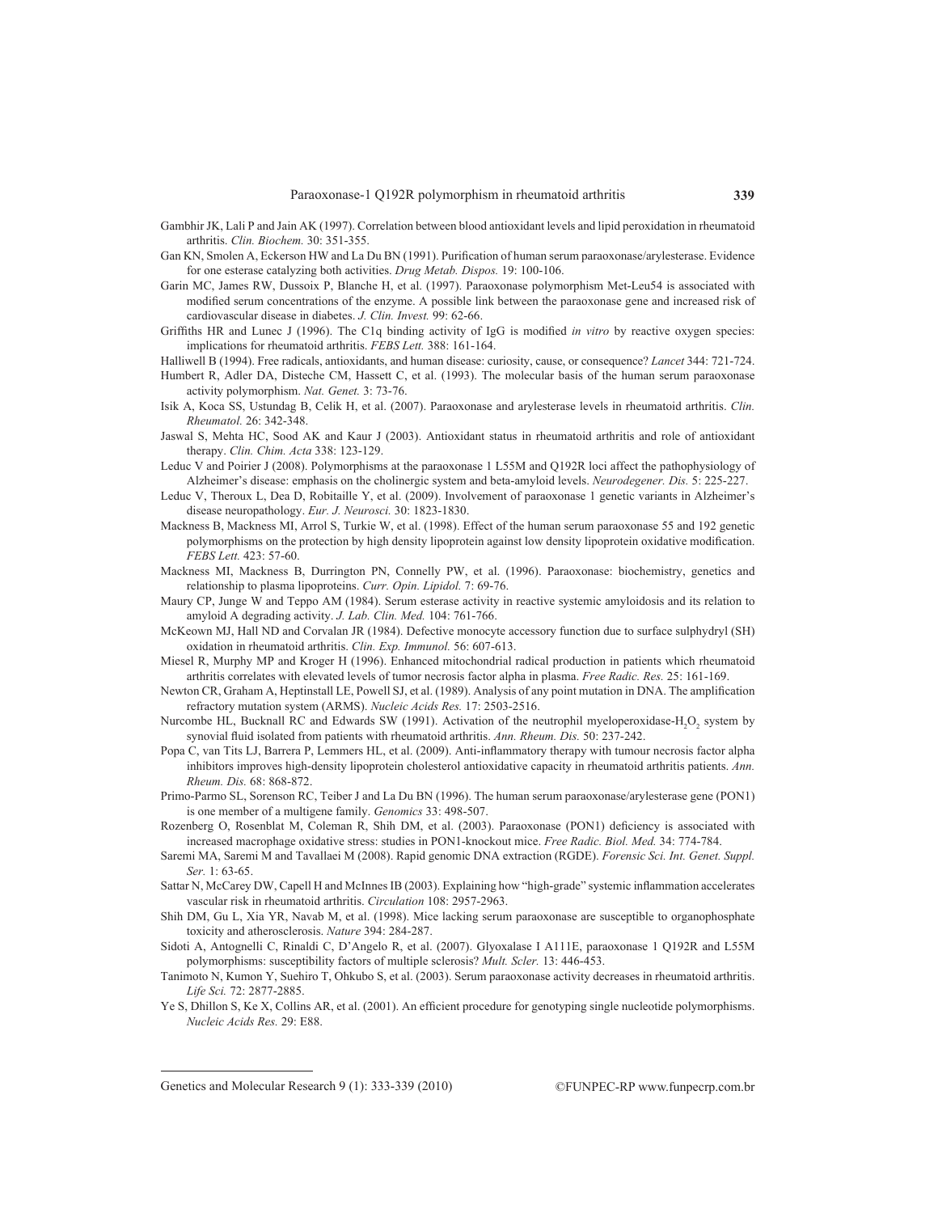Gambhir JK, Lali P and Jain AK (1997). Correlation between blood antioxidant levels and lipid peroxidation in rheumatoid arthritis. *Clin. Biochem.* 30: 351-355.

Gan KN, Smolen A, Eckerson HW and La Du BN (1991). Purification of human serum paraoxonase/arylesterase. Evidence for one esterase catalyzing both activities. *Drug Metab. Dispos.* 19: 100-106.

Garin MC, James RW, Dussoix P, Blanche H, et al. (1997). Paraoxonase polymorphism Met-Leu54 is associated with modified serum concentrations of the enzyme. A possible link between the paraoxonase gene and increased risk of cardiovascular disease in diabetes. *J. Clin. Invest.* 99: 62-66.

Griffiths HR and Lunec J (1996). The C1q binding activity of IgG is modified *in vitro* by reactive oxygen species: implications for rheumatoid arthritis. *FEBS Lett.* 388: 161-164.

Halliwell B (1994). Free radicals, antioxidants, and human disease: curiosity, cause, or consequence? *Lancet* 344: 721-724.

Humbert R, Adler DA, Disteche CM, Hassett C, et al. (1993). The molecular basis of the human serum paraoxonase activity polymorphism. *Nat. Genet.* 3: 73-76.

Isik A, Koca SS, Ustundag B, Celik H, et al. (2007). Paraoxonase and arylesterase levels in rheumatoid arthritis. *Clin. Rheumatol.* 26: 342-348.

Jaswal S, Mehta HC, Sood AK and Kaur J (2003). Antioxidant status in rheumatoid arthritis and role of antioxidant therapy. *Clin. Chim. Acta* 338: 123-129.

Leduc V and Poirier J (2008). Polymorphisms at the paraoxonase 1 L55M and Q192R loci affect the pathophysiology of Alzheimer's disease: emphasis on the cholinergic system and beta-amyloid levels. *Neurodegener. Dis.* 5: 225-227.

Leduc V, Theroux L, Dea D, Robitaille Y, et al. (2009). Involvement of paraoxonase 1 genetic variants in Alzheimer's disease neuropathology. *Eur. J. Neurosci.* 30: 1823-1830.

Mackness B, Mackness MI, Arrol S, Turkie W, et al. (1998). Effect of the human serum paraoxonase 55 and 192 genetic polymorphisms on the protection by high density lipoprotein against low density lipoprotein oxidative modification. *FEBS Lett.* 423: 57-60.

Mackness MI, Mackness B, Durrington PN, Connelly PW, et al. (1996). Paraoxonase: biochemistry, genetics and relationship to plasma lipoproteins. *Curr. Opin. Lipidol.* 7: 69-76.

Maury CP, Junge W and Teppo AM (1984). Serum esterase activity in reactive systemic amyloidosis and its relation to amyloid A degrading activity. *J. Lab. Clin. Med.* 104: 761-766.

McKeown MJ, Hall ND and Corvalan JR (1984). Defective monocyte accessory function due to surface sulphydryl (SH) oxidation in rheumatoid arthritis. *Clin. Exp. Immunol.* 56: 607-613.

Miesel R, Murphy MP and Kroger H (1996). Enhanced mitochondrial radical production in patients which rheumatoid arthritis correlates with elevated levels of tumor necrosis factor alpha in plasma. *Free Radic. Res.* 25: 161-169.

Newton CR, Graham A, Heptinstall LE, Powell SJ, et al. (1989). Analysis of any point mutation in DNA. The amplification refractory mutation system (ARMS). *Nucleic Acids Res.* 17: 2503-2516.

Nurcombe HL, Bucknall RC and Edwards SW (1991). Activation of the neutrophil myeloperoxidase-$H_2O_2$ system by synovial fluid isolated from patients with rheumatoid arthritis. *Ann. Rheum. Dis.* 50: 237-242.

Popa C, van Tits LJ, Barrera P, Lemmers HL, et al. (2009). Anti-inflammatory therapy with tumour necrosis factor alpha inhibitors improves high-density lipoprotein cholesterol antioxidative capacity in rheumatoid arthritis patients. *Ann. Rheum. Dis.* 68: 868-872.

Primo-Parmo SL, Sorenson RC, Teiber J and La Du BN (1996). The human serum paraoxonase/arylesterase gene (PON1) is one member of a multigene family. *Genomics* 33: 498-507.

Rozenberg O, Rosenblat M, Coleman R, Shih DM, et al. (2003). Paraoxonase (PON1) deficiency is associated with increased macrophage oxidative stress: studies in PON1-knockout mice. *Free Radic. Biol. Med.* 34: 774-784.

Saremi MA, Saremi M and Tavallaei M (2008). Rapid genomic DNA extraction (RGDE). *Forensic Sci. Int. Genet. Suppl. Ser.* 1: 63-65.

Sattar N, McCarey DW, Capell H and McInnes IB (2003). Explaining how "high-grade" systemic inflammation accelerates vascular risk in rheumatoid arthritis. *Circulation* 108: 2957-2963.

Shih DM, Gu L, Xia YR, Navab M, et al. (1998). Mice lacking serum paraoxonase are susceptible to organophosphate toxicity and atherosclerosis. *Nature* 394: 284-287.

Sidoti A, Antognelli C, Rinaldi C, D'Angelo R, et al. (2007). Glyoxalase I A111E, paraoxonase 1 Q192R and L55M polymorphisms: susceptibility factors of multiple sclerosis? *Mult. Scler.* 13: 446-453.

Tanimoto N, Kumon Y, Suehiro T, Ohkubo S, et al. (2003). Serum paraoxonase activity decreases in rheumatoid arthritis. *Life Sci.* 72: 2877-2885.

Ye S, Dhillon S, Ke X, Collins AR, et al. (2001). An efficient procedure for genotyping single nucleotide polymorphisms. *Nucleic Acids Res.* 29: E88.